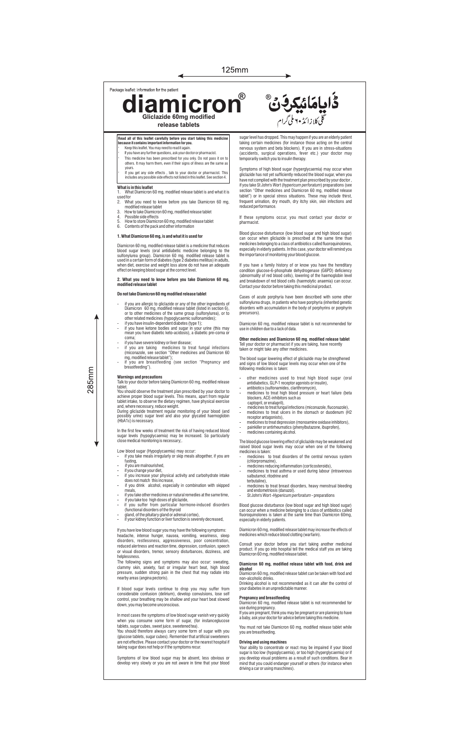Package leaflet: Information for the patient

# diamicron®

**Gliclazide 60mg modified release tablets**

ڈایامائیکرون®
گلی کلازائیڈ ۶۰ ملی گرام

**Read all of this leaflet carefully before you start taking this medicine because it contains important information for you.**

- Keep this leaflet. You may need to read it again.
- If you have any further questions, ask your doctor or pharmacist.
- This medicine has been prescribed for you only. Do not pass it on to others. It may harm them, even if their signs of illness are the same as yours.
- If you get any side effects , talk to your doctor or pharmacist. This includes any possible side effects not listed in this leaflet. See section 4.

**What is in this leaflet**

1. What Diamicron 60 mg, modified release tablet is and what it is used for
2. What you need to know before you take Diamicron 60 mg, modified release tablet
3. How to take Diamicron 60 mg, modified release tablet
4. Possible side effects
5. How to store Diamicron 60 mg, modified release tablet
6. Contents of the pack and other information

## 1. What Diamicron 60 mg, is and what it is used for

Diamicron 60 mg, modified release tablet is a medicine that reduces blood sugar levels (oral antidiabetic medicine belonging to the sulfonylurea group). Diamicron 60 mg, modified release tablet is used in a certain form of diabetes (type 2 diabetes mellitus) in adults, when diet, exercise and weight loss alone do not have an adequate effect on keeping blood sugar at the correct level.

## 2. What you need to know before you take Diamicron 60 mg, modified release tablet

### Do not take Diamicron 60 mg modified release tablet

- if you are allergic to gliclazide or any of the other ingredients of Diamicron 60 mg, modified release tablet (listed in section 6), or to other medicines of the same group (sulfonylurea), or to other related medicines (hypoglycaemic sulfonamides);
- if you have insulin-dependent diabetes (type 1);
- if you have ketone bodies and sugar in your urine (this may mean you have diabetic keto-acidosis), a diabetic pre-coma or coma;
- if you have severe kidney or liver disease;
- if you are taking medicines to treat fungal infections (miconazole, see section "Other medicines and Diamicron 60 mg, modified release tablet");
- if you are breastfeeding (see section "Pregnancy and breastfeeding").

### Warnings and precautions

Talk to your doctor before taking Diamicron 60 mg, modified release tablet.

You should observe the treatment plan prescribed by your doctor to achieve proper blood sugar levels. This means, apart from regular tablet intake, to observe the dietary regimen, have physical exercise and, where necessary, reduce weight.

During gliclazide treatment regular monitoring of your blood (and possibly urine) sugar level and also your glycated haemoglobin (HbA1c) is necessary.

In the first few weeks of treatment the risk of having reduced blood sugar levels (hypoglycaemia) may be increased. So particularly close medical monitoring is necessary;.

Low blood sugar (Hypoglycaemia) may occur:

- if you take meals irregularly or skip meals altogether, if you are fasting,
- if you are malnourished,
- if you change your diet,
- if you increase your physical activity and carbohydrate intake does not match this increase,
- if you drink alcohol, especially in combination with skipped meals,
- if you take other medicines or natural remedies at the same time,
- if you take too high doses of gliclazide,
- if you suffer from particular hormone-induced disorders (functional disorders of the thyroid
- gland, of the pituitary gland or adrenal cortex),
- if your kidney function or liver function is severely decreased,

If you have low blood sugar you may have the following symptoms: headache, intense hunger, nausea, vomiting, weariness, sleep disorders, restlessness, aggressiveness, poor concentration, reduced alertness and reaction time, depression, confusion, speech or visual disorders, tremor, sensory disturbances, dizziness, and helplessness.

The following signs and symptoms may also occur: sweating, clammy skin, anxiety, fast or irregular heart beat, high blood pressure, sudden strong pain in the chest that may radiate into nearby areas (angina pectoris).

If blood sugar levels continue to drop you may suffer from considerable confusion (delirium), develop convulsions, lose self control, your breathing may be shallow and your heart beat slowed down, you may become unconscious.

In most cases the symptoms of low blood sugar vanish very quickly when you consume some form of sugar, (for instanceglucose tablets, sugar cubes, sweet juice, sweetened tea).

You should therefore always carry some form of sugar with you (glucose tablets, sugar cubes). Remember that artificial sweeteners are not effective. Please contact your doctor or the nearest hospital if taking sugar does not help or if the symptoms recur.

Symptoms of low blood sugar may be absent, less obvious or develop very slowly or you are not aware in time that your blood sugar level has dropped. This may happen if you are an elderly patient taking certain medicines (for instance those acting on the central nervous system and beta blockers). If you are in stress-situations (accidents, surgical operations, fever etc.) your doctor may temporarily switch you to insulin therapy.

Symptoms of high blood sugar (hyperglycaemia) may occur when gliclazide has not yet sufficiently reduced the blood sugar, when you have not complied with the treatment plan prescribed by your doctor , if you take St John's Wort (*hypericum perforatum*) preparations (see section "Other medicines and Diamicron 60 mg, modified release tablet") or in special stress situations. These may include thirst, frequent urination, dry mouth, dry itchy skin, skin infections and reduced performance.

If these symptoms occur, you must contact your doctor or pharmacist.

Blood glucose disturbance (low blood sugar and high blood sugar) can occur when gliclazide is prescribed at the same time than medicines belonging to a class of antibiotics called fluoroquinolones, especially in elderly patients. In this case, your doctor will remind you the importance of monitoring your blood glucose.

If you have a family history of or know you have the hereditary condition glucose-6-phosphate dehydrogenase (G6PD) deficiency (abnormality of red blood cells), lowering of the haemoglobin level and breakdown of red blood cells (haemolytic anaemia) can occur. Contact your doctor before taking this medicinal product.

Cases of acute porphyria have been described with some other sulfonylurea drugs, in patients who have porphyria (inherited genetic disorders with accumulation in the body of porphyrins or porphyrin precursors).

Diamicron 60 mg, modified release tablet is not recommended for use in children due to a lack of data.

**Other medicines and Diamicron 60 mg, modified release tablet**

Tell your doctor or pharmacist if you are taking, have recently taken or might take any other medicines.

The blood sugar lowering effect of gliclazide may be strengthened and signs of low blood sugar levels may occur when one of the following medicines is taken:

- other medicines used to treat high blood sugar (oral antidiabetics, GLP-1 receptor agonists or insulin),
- antibiotics (sulfonamides, clarithromycin),
- medicines to treat high blood pressure or heart failure (beta blockers, ACE-inhibitors such as captopril, or enalapril),
- medicines to treat fungal infections (miconazole, fluconazole),
- medicines to treat ulcers in the stomach or duodenum (H2 receptor antagonists),
- medicines to treat depression (monoamine oxidase inhibitors),
- painkiller or antirheumatics (phenylbutazone, ibuprofen),
- medicines containing alcohol.

The blood glucose lowering effect of gliclazide may be weakened and raised blood sugar levels may occur when one of the following medicines is taken:

- medicines to treat disorders of the central nervous system (chlorpromazine),
- medicines reducing inflammation (corticosteroids),
- medicines to treat asthma or used during labour (intravenous salbutamol, ritodrine and terbutaline),
- medicines to treat breast disorders, heavy menstrual bleeding and endometriosis (danazol).
- St John's Wort -*Hypericum perforatum* - preparations

Blood glucose disturbance (low blood sugar and high blood sugar) can occur when a medicine belonging to a class of antibiotics called fluoroquinolones is taken at the same time than Diamicron 60mg, especially in elderly patients.

Diamicron 60 mg, modified release tablet may increase the effects of medicines which reduce blood clotting (warfarin).

Consult your doctor before you start taking another medicinal product. If you go into hospital tell the medical staff you are taking Diamicron 60 mg, modified release tablet.

**Diamicron 60 mg, modified release tablet with food, drink and alcohol**

Diamicron 60 mg, modified release tablet can be taken with food and non-alcoholic drinks.

Drinking alcohol is not recommended as it can alter the control of your diabetes in an unpredictable manner.

**Pregnancy and breastfeeding**

Diamicron 60 mg, modified release tablet is not recommended for use during pregnancy.

If you are pregnant, think you may be pregnant or are planning to have a baby, ask your doctor for advice before taking this medicine.

You must not take Diamicron 60 mg, modified release tablet while you are breastfeeding.

**Driving and using machines**

Your ability to concentrate or react may be impaired if your blood sugar is too low (hypoglycaemia), or too high (hyperglycaemia) or if you develop visual problems as a result of such conditions. Bear in mind that you could endanger yourself or others (for instance when driving a car or using maschines).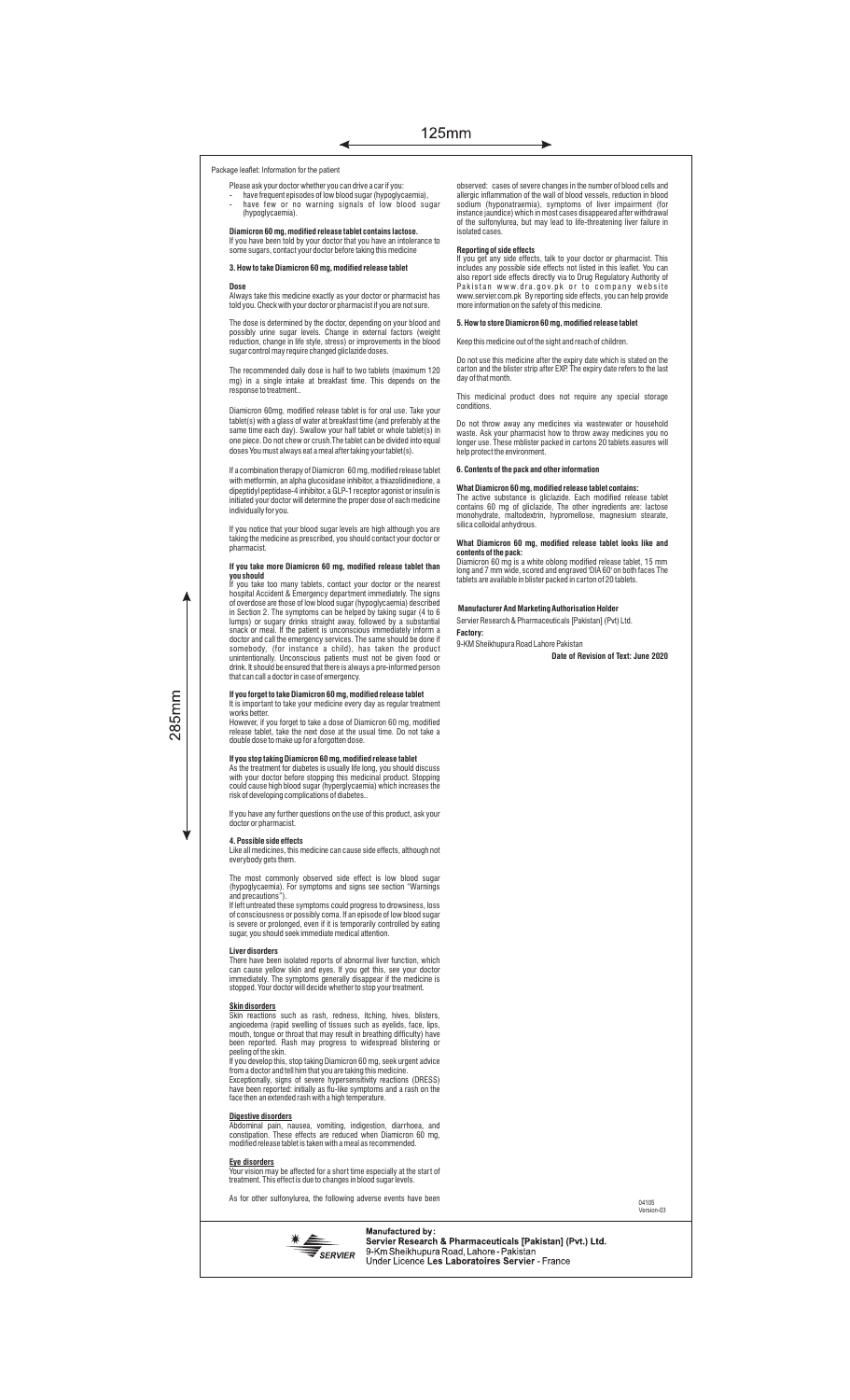Package leaflet: Information for the patient

Please ask your doctor whether you can drive a car if you:

- have frequent episodes of low blood sugar (hypoglycaemia),
- have few or no warning signals of low blood sugar (hypoglycaemia).

**Diamicron 60 mg, modified release tablet contains lactose.**
If you have been told by your doctor that you have an intolerance to some sugars, contact your doctor before taking this medicine

### 3. How to take Diamicron 60 mg, modified release tablet

**Dose**

Always take this medicine exactly as your doctor or pharmacist has told you. Check with your doctor or pharmacist if you are not sure.

The dose is determined by the doctor, depending on your blood and possibly urine sugar levels. Change in external factors (weight reduction, change in life style, stress) or improvements in the blood sugar control may require changed gliclazide doses.

The recommended daily dose is half to two tablets (maximum 120 mg) in a single intake at breakfast time. This depends on the response to treatment..

Diamicron 60mg, modified release tablet is for oral use. Take your tablet(s) with a glass of water at breakfast time (and preferably at the same time each day). Swallow your half tablet or whole tablet(s) in one piece. Do not chew or crush.The tablet can be divided into equal doses You must always eat a meal after taking your tablet(s).

If a combination therapy of Diamicron 60 mg, modified release tablet with metformin, an alpha glucosidase inhibitor, a thiazolidinedione, a dipeptidyl peptidase-4 inhibitor, a GLP-1 receptor agonist or insulin is initiated your doctor will determine the proper dose of each medicine individually for you.

If you notice that your blood sugar levels are high although you are taking the medicine as prescribed, you should contact your doctor or pharmacist.

**If you take more Diamicron 60 mg, modified release tablet than you should**
If you take too many tablets, contact your doctor or the nearest hospital Accident & Emergency department immediately. The signs of overdose are those of low blood sugar (hypoglycaemia) described in Section 2. The symptoms can be helped by taking sugar (4 to 6 lumps) or sugary drinks straight away, followed by a substantial snack or meal. If the patient is unconscious immediately inform a doctor and call the emergency services. The same should be done if somebody, (for instance a child), has taken the product unintentionally. Unconscious patients must not be given food or drink. It should be ensured that there is always a pre-informed person that can call a doctor in case of emergency.

**If you forget to take Diamicron 60 mg, modified release tablet**
It is important to take your medicine every day as regular treatment works better.
However, if you forget to take a dose of Diamicron 60 mg, modified release tablet, take the next dose at the usual time. Do not take a double dose to make up for a forgotten dose.

**If you stop taking Diamicron 60 mg, modified release tablet**
As the treatment for diabetes is usually life long, you should discuss with your doctor before stopping this medicinal product. Stopping could cause high blood sugar (hyperglycaemia) which increases the risk of developing complications of diabetes..

If you have any further questions on the use of this product, ask your doctor or pharmacist.

### 4. Possible side effects

Like all medicines, this medicine can cause side effects, although not everybody gets them.

The most commonly observed side effect is low blood sugar (hypoglycaemia). For symptoms and signs see section "Warnings and precautions").
If left untreated these symptoms could progress to drowsiness, loss of consciousness or possibly coma. If an episode of low blood sugar is severe or prolonged, even if it is temporarily controlled by eating sugar, you should seek immediate medical attention.

**Liver disorders**
There have been isolated reports of abnormal liver function, which can cause yellow skin and eyes. If you get this, see your doctor immediately. The symptoms generally disappear if the medicine is stopped. Your doctor will decide whether to stop your treatment.

**Skin disorders**
Skin reactions such as rash, redness, itching, hives, blisters, angioedema (rapid swelling of tissues such as eyelids, face, lips, mouth, tongue or throat that may result in breathing difficulty) have been reported. Rash may progress to widespread blistering or peeling of the skin.
If you develop this, stop taking Diamicron 60 mg, seek urgent advice from a doctor and tell him that you are taking this medicine.
Exceptionally, signs of severe hypersensitivity reactions (DRESS) have been reported: initially as flu-like symptoms and a rash on the face then an extended rash with a high temperature.

**Digestive disorders**
Abdominal pain, nausea, vomiting, indigestion, diarrhoea, and constipation. These effects are reduced when Diamicron 60 mg, modified release tablet is taken with a meal as recommended.

**Eye disorders**
Your vision may be affected for a short time especially at the start of treatment. This effect is due to changes in blood sugar levels.

As for other sulfonylurea, the following adverse events have been observed: cases of severe changes in the number of blood cells and allergic inflammation of the wall of blood vessels, reduction in blood sodium (hyponatraemia), symptoms of liver impairment (for instance jaundice) which in most cases disappeared after withdrawal of the sulfonylurea, but may lead to life-threatening liver failure in isolated cases.

**Reporting of side effects**
If you get any side effects, talk to your doctor or pharmacist. This includes any possible side effects not listed in this leaflet. You can also report side effects directly via to Drug Regulatory Authority of Pakistan www.dra.gov.pk or to company website www.servier.com.pk By reporting side effects, you can help provide more information on the safety of this medicine.

### 5. How to store Diamicron 60 mg, modified release tablet

Keep this medicine out of the sight and reach of children.

Do not use this medicine after the expiry date which is stated on the carton and the blister strip after EXP. The expiry date refers to the last day of that month.

This medicinal product does not require any special storage conditions.

Do not throw away any medicines via wastewater or household waste. Ask your pharmacist how to throw away medicines you no longer use. These mblister packed in cartons 20 tablets.easures will help protect the environment.

### 6. Contents of the pack and other information

**What Diamicron 60 mg, modified release tablet contains:**
The active substance is gliclazide. Each modified release tablet contains 60 mg of gliclazide. The other ingredients are: lactose monohydrate, maltodextrin, hypromellose, magnesium stearate, silica colloidal anhydrous.

**What Diamicron 60 mg, modified release tablet looks like and contents of the pack:**
Diamicron 60 mg is a white oblong modified release tablet, 15 mm long and 7 mm wide, scored and engraved 'DIA 60' on both faces The tablets are available in blister packed in carton of 20 tablets.

**Manufacturer And Marketing Authorisation Holder**

Servier Research & Pharmaceuticals [Pakistan] (Pvt) Ltd.

**Factory:**

9-KM Sheikhupura Road Lahore Pakistan

**Date of Revision of Text: June 2020**

04105
Version-03

**Manufactured by:**
**Servier Research & Pharmaceuticals [Pakistan] (Pvt.) Ltd.**
9-Km Sheikhupura Road, Lahore - Pakistan
Under Licence **Les Laboratoires Servier** - France